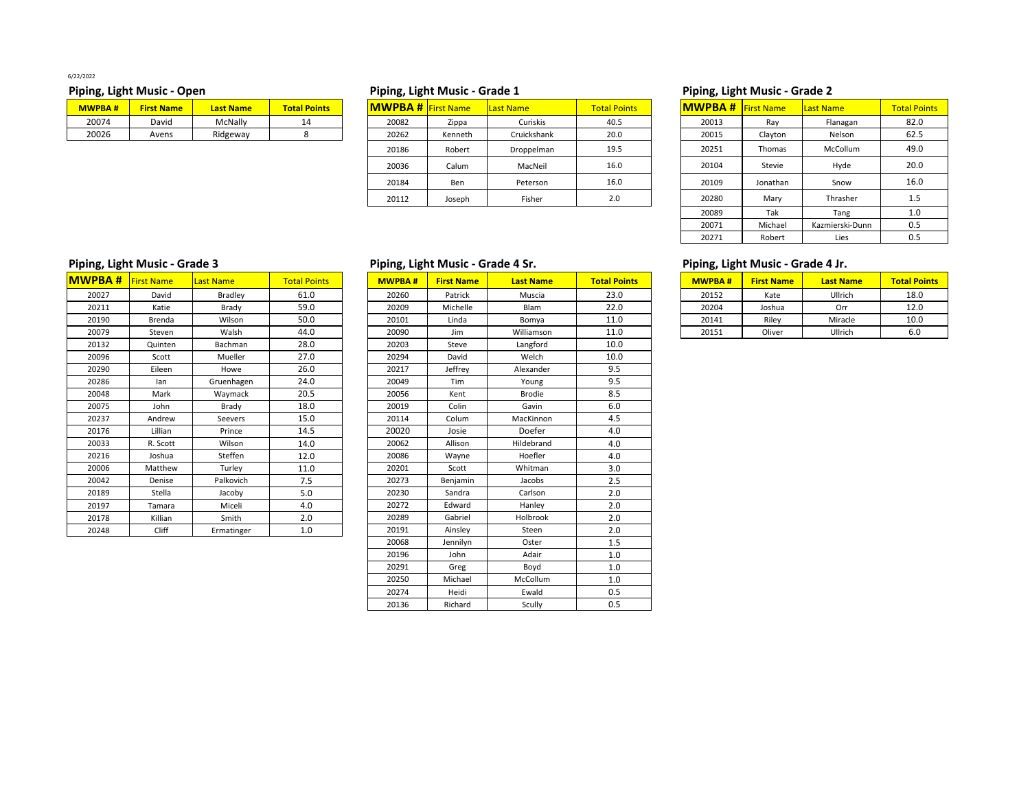6/22/2022

## Piping, Light Music - Open

| MWPBA # | First Name | Last Name | Total Points |
|---|---|---|---|
| 20074 | David | McNally | 14 |
| 20026 | Avens | Ridgeway | 8 |

## Piping, Light Music - Grade 1

| MWPBA # | First Name | Last Name | Total Points |
|---|---|---|---|
| 20082 | Zippa | Curiskis | 40.5 |
| 20262 | Kenneth | Cruickshank | 20.0 |
| 20186 | Robert | Droppelman | 19.5 |
| 20036 | Calum | MacNeil | 16.0 |
| 20184 | Ben | Peterson | 16.0 |
| 20112 | Joseph | Fisher | 2.0 |

## Piping, Light Music - Grade 2

| MWPBA # | First Name | Last Name | Total Points |
|---|---|---|---|
| 20013 | Ray | Flanagan | 82.0 |
| 20015 | Clayton | Nelson | 62.5 |
| 20251 | Thomas | McCollum | 49.0 |
| 20104 | Stevie | Hyde | 20.0 |
| 20109 | Jonathan | Snow | 16.0 |
| 20280 | Mary | Thrasher | 1.5 |
| 20089 | Tak | Tang | 1.0 |
| 20071 | Michael | Kazmierski-Dunn | 0.5 |
| 20271 | Robert | Lies | 0.5 |

## Piping, Light Music - Grade 3

| MWPBA # | First Name | Last Name | Total Points |
|---|---|---|---|
| 20027 | David | Bradley | 61.0 |
| 20211 | Katie | Brady | 59.0 |
| 20190 | Brenda | Wilson | 50.0 |
| 20079 | Steven | Walsh | 44.0 |
| 20132 | Quinten | Bachman | 28.0 |
| 20096 | Scott | Mueller | 27.0 |
| 20290 | Eileen | Howe | 26.0 |
| 20286 | Ian | Gruenhagen | 24.0 |
| 20048 | Mark | Waymack | 20.5 |
| 20075 | John | Brady | 18.0 |
| 20237 | Andrew | Seevers | 15.0 |
| 20176 | Lillian | Prince | 14.5 |
| 20033 | R. Scott | Wilson | 14.0 |
| 20216 | Joshua | Steffen | 12.0 |
| 20006 | Matthew | Turley | 11.0 |
| 20042 | Denise | Palkovich | 7.5 |
| 20189 | Stella | Jacoby | 5.0 |
| 20197 | Tamara | Miceli | 4.0 |
| 20178 | Killian | Smith | 2.0 |
| 20248 | Cliff | Ermatinger | 1.0 |

## Piping, Light Music - Grade 4 Sr.

| MWPBA # | First Name | Last Name | Total Points |
|---|---|---|---|
| 20260 | Patrick | Muscia | 23.0 |
| 20209 | Michelle | Blam | 22.0 |
| 20101 | Linda | Bomya | 11.0 |
| 20090 | Jim | Williamson | 11.0 |
| 20203 | Steve | Langford | 10.0 |
| 20294 | David | Welch | 10.0 |
| 20217 | Jeffrey | Alexander | 9.5 |
| 20049 | Tim | Young | 9.5 |
| 20056 | Kent | Brodie | 8.5 |
| 20019 | Colin | Gavin | 6.0 |
| 20114 | Colum | MacKinnon | 4.5 |
| 20020 | Josie | Doefer | 4.0 |
| 20062 | Allison | Hildebrand | 4.0 |
| 20086 | Wayne | Hoefler | 4.0 |
| 20201 | Scott | Whitman | 3.0 |
| 20273 | Benjamin | Jacobs | 2.5 |
| 20230 | Sandra | Carlson | 2.0 |
| 20272 | Edward | Hanley | 2.0 |
| 20289 | Gabriel | Holbrook | 2.0 |
| 20191 | Ainsley | Steen | 2.0 |
| 20068 | Jennilyn | Oster | 1.5 |
| 20196 | John | Adair | 1.0 |
| 20291 | Greg | Boyd | 1.0 |
| 20250 | Michael | McCollum | 1.0 |
| 20274 | Heidi | Ewald | 0.5 |
| 20136 | Richard | Scully | 0.5 |

## Piping, Light Music - Grade 4 Jr.

| MWPBA # | First Name | Last Name | Total Points |
|---|---|---|---|
| 20152 | Kate | Ullrich | 18.0 |
| 20204 | Joshua | Orr | 12.0 |
| 20141 | Riley | Miracle | 10.0 |
| 20151 | Oliver | Ullrich | 6.0 |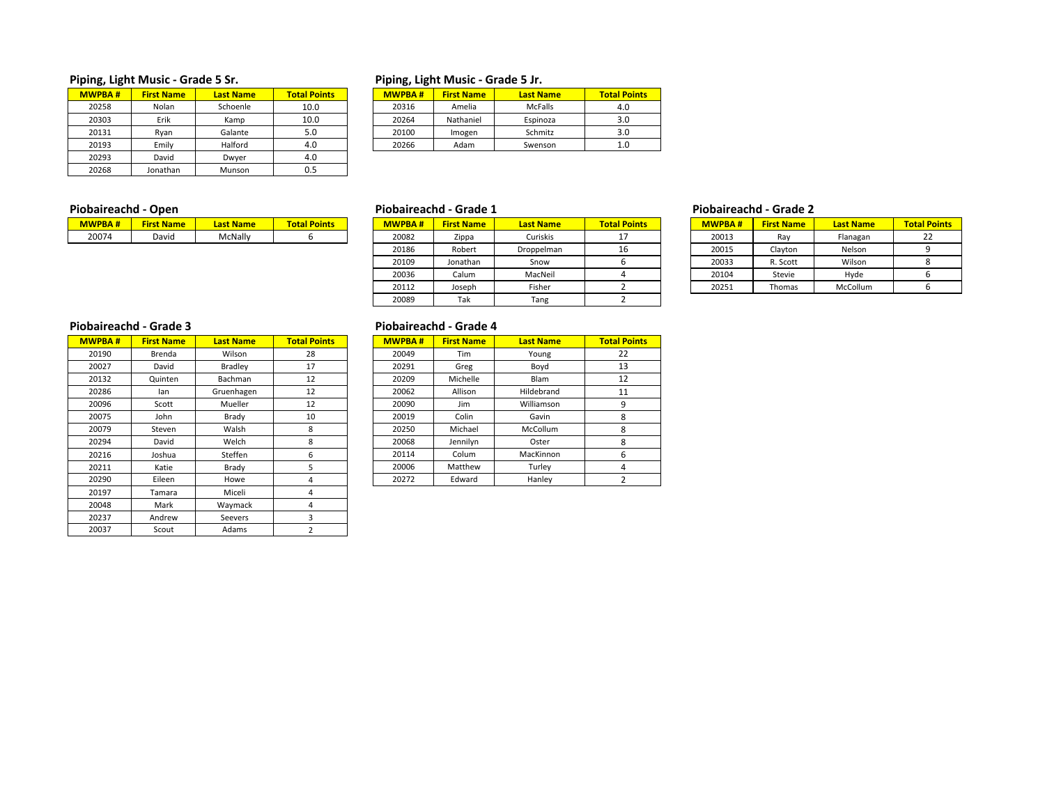## Piping, Light Music - Grade 5 Sr.

| MWPBA # | First Name | Last Name | Total Points |
|---|---|---|---|
| 20258 | Nolan | Schoenle | 10.0 |
| 20303 | Erik | Kamp | 10.0 |
| 20131 | Ryan | Galante | 5.0 |
| 20193 | Emily | Halford | 4.0 |
| 20293 | David | Dwyer | 4.0 |
| 20268 | Jonathan | Munson | 0.5 |

## Piping, Light Music - Grade 5 Jr.

| MWPBA # | First Name | Last Name | Total Points |
|---|---|---|---|
| 20316 | Amelia | McFalls | 4.0 |
| 20264 | Nathaniel | Espinoza | 3.0 |
| 20100 | Imogen | Schmitz | 3.0 |
| 20266 | Adam | Swenson | 1.0 |

## Piobaireachd - Open

| MWPBA # | First Name | Last Name | Total Points |
|---|---|---|---|
| 20074 | David | McNally | 6 |

## Piobaireachd - Grade 1

| MWPBA # | First Name | Last Name | Total Points |
|---|---|---|---|
| 20082 | Zippa | Curiskis | 17 |
| 20186 | Robert | Droppelman | 16 |
| 20109 | Jonathan | Snow | 6 |
| 20036 | Calum | MacNeil | 4 |
| 20112 | Joseph | Fisher | 2 |
| 20089 | Tak | Tang | 2 |

## Piobaireachd - Grade 2

| MWPBA # | First Name | Last Name | Total Points |
|---|---|---|---|
| 20013 | Ray | Flanagan | 22 |
| 20015 | Clayton | Nelson | 9 |
| 20033 | R. Scott | Wilson | 8 |
| 20104 | Stevie | Hyde | 6 |
| 20251 | Thomas | McCollum | 6 |

## Piobaireachd - Grade 3

| MWPBA # | First Name | Last Name | Total Points |
|---|---|---|---|
| 20190 | Brenda | Wilson | 28 |
| 20027 | David | Bradley | 17 |
| 20132 | Quinten | Bachman | 12 |
| 20286 | Ian | Gruenhagen | 12 |
| 20096 | Scott | Mueller | 12 |
| 20075 | John | Brady | 10 |
| 20079 | Steven | Walsh | 8 |
| 20294 | David | Welch | 8 |
| 20216 | Joshua | Steffen | 6 |
| 20211 | Katie | Brady | 5 |
| 20290 | Eileen | Howe | 4 |
| 20197 | Tamara | Miceli | 4 |
| 20048 | Mark | Waymack | 4 |
| 20237 | Andrew | Seevers | 3 |
| 20037 | Scout | Adams | 2 |

## Piobaireachd - Grade 4

| MWPBA # | First Name | Last Name | Total Points |
|---|---|---|---|
| 20049 | Tim | Young | 22 |
| 20291 | Greg | Boyd | 13 |
| 20209 | Michelle | Blam | 12 |
| 20062 | Allison | Hildebrand | 11 |
| 20090 | Jim | Williamson | 9 |
| 20019 | Colin | Gavin | 8 |
| 20250 | Michael | McCollum | 8 |
| 20068 | Jennilyn | Oster | 8 |
| 20114 | Colum | MacKinnon | 6 |
| 20006 | Matthew | Turley | 4 |
| 20272 | Edward | Hanley | 2 |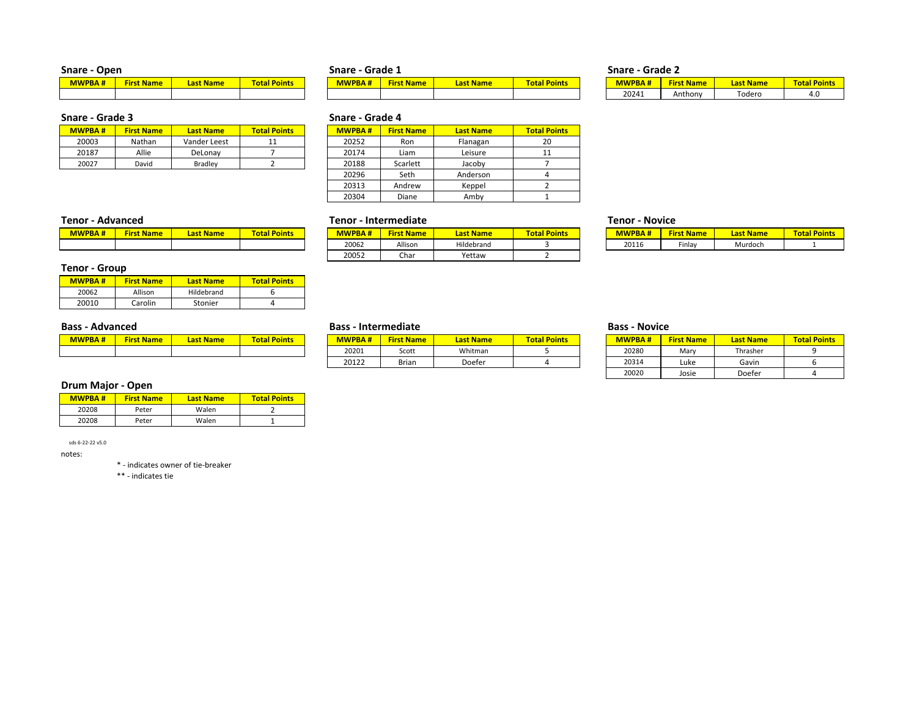### Snare - Open

| MWPBA # | First Name | Last Name | Total Points |
|---|---|---|---|
| | | | |

### Snare - Grade 1

| MWPBA # | First Name | Last Name | Total Points |
|---|---|---|---|
| | | | |

### Snare - Grade 2

| MWPBA # | First Name | Last Name | Total Points |
|---|---|---|---|
| 20241 | Anthony | Todero | 4.0 |

### Snare - Grade 3

| MWPBA # | First Name | Last Name | Total Points |
|---|---|---|---|
| 20003 | Nathan | Vander Leest | 11 |
| 20187 | Allie | DeLonay | 7 |
| 20027 | David | Bradley | 2 |

### Snare - Grade 4

| MWPBA # | First Name | Last Name | Total Points |
|---|---|---|---|
| 20252 | Ron | Flanagan | 20 |
| 20174 | Liam | Leisure | 11 |
| 20188 | Scarlett | Jacoby | 7 |
| 20296 | Seth | Anderson | 4 |
| 20313 | Andrew | Keppel | 2 |
| 20304 | Diane | Amby | 1 |

### Tenor - Advanced

| MWPBA # | First Name | Last Name | Total Points |
|---|---|---|---|
| | | | |

### Tenor - Intermediate

| MWPBA # | First Name | Last Name | Total Points |
|---|---|---|---|
| 20062 | Allison | Hildebrand | 3 |
| 20052 | Char | Yettaw | 2 |

### Tenor - Novice

| MWPBA # | First Name | Last Name | Total Points |
|---|---|---|---|
| 20116 | Finlay | Murdoch | 1 |

### Tenor - Group

| MWPBA # | First Name | Last Name | Total Points |
|---|---|---|---|
| 20062 | Allison | Hildebrand | 6 |
| 20010 | Carolin | Stonier | 4 |

### Bass - Advanced

| MWPBA # | First Name | Last Name | Total Points |
|---|---|---|---|
| | | | |

### Bass - Intermediate

| MWPBA # | First Name | Last Name | Total Points |
|---|---|---|---|
| 20201 | Scott | Whitman | 5 |
| 20122 | Brian | Doefer | 4 |

### Bass - Novice

| MWPBA # | First Name | Last Name | Total Points |
|---|---|---|---|
| 20280 | Mary | Thrasher | 9 |
| 20314 | Luke | Gavin | 6 |
| 20020 | Josie | Doefer | 4 |

### Drum Major - Open

| MWPBA # | First Name | Last Name | Total Points |
|---|---|---|---|
| 20208 | Peter | Walen | 2 |
| 20208 | Peter | Walen | 1 |

sds 6-22-22 v5.0

notes:

* - indicates owner of tie-breaker

** - indicates tie